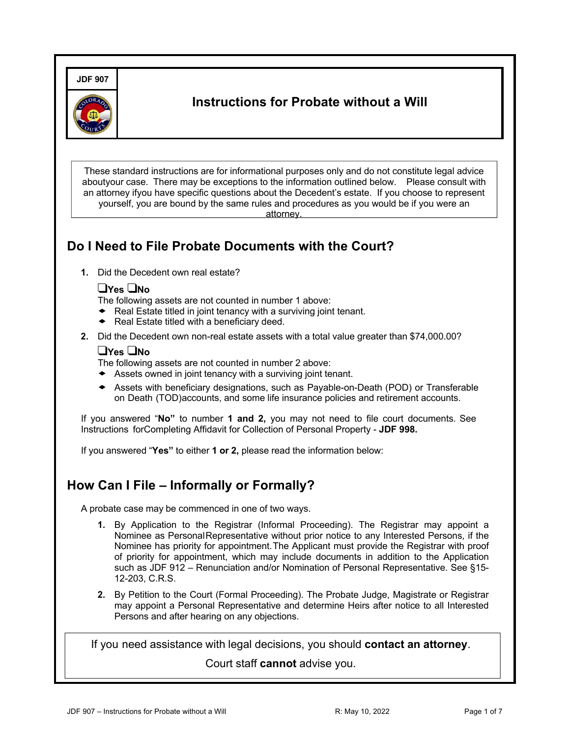JDF 907

# Instructions for Probate without a Will

These standard instructions are for informational purposes only and do not constitute legal advice aboutyour case. There may be exceptions to the information outlined below. Please consult with an attorney ifyou have specific questions about the Decedent's estate. If you choose to represent yourself, you are bound by the same rules and procedures as you would be if you were an attorney.

## Do I Need to File Probate Documents with the Court?

1. Did the Decedent own real estate?

   ❑**Yes** ❑**No**

   The following assets are not counted in number 1 above:
   - Real Estate titled in joint tenancy with a surviving joint tenant.
   - Real Estate titled with a beneficiary deed.

2. Did the Decedent own non-real estate assets with a total value greater than $74,000.00?

   ❑**Yes** ❑**No**

   The following assets are not counted in number 2 above:
   - Assets owned in joint tenancy with a surviving joint tenant.
   - Assets with beneficiary designations, such as Payable-on-Death (POD) or Transferable on Death (TOD)accounts, and some life insurance policies and retirement accounts.

If you answered "**No"** to number **1 and 2,** you may not need to file court documents. See Instructions forCompleting Affidavit for Collection of Personal Property - **JDF 998.**

If you answered "**Yes"** to either **1 or 2,** please read the information below:

## How Can I File – Informally or Formally?

A probate case may be commenced in one of two ways.

1. By Application to the Registrar (Informal Proceeding). The Registrar may appoint a Nominee as PersonalRepresentative without prior notice to any Interested Persons, if the Nominee has priority for appointment.The Applicant must provide the Registrar with proof of priority for appointment, which may include documents in addition to the Application such as JDF 912 – Renunciation and/or Nomination of Personal Representative. See §15-12-203, C.R.S.
2. By Petition to the Court (Formal Proceeding). The Probate Judge, Magistrate or Registrar may appoint a Personal Representative and determine Heirs after notice to all Interested Persons and after hearing on any objections.

If you need assistance with legal decisions, you should **contact an attorney**.

Court staff **cannot** advise you.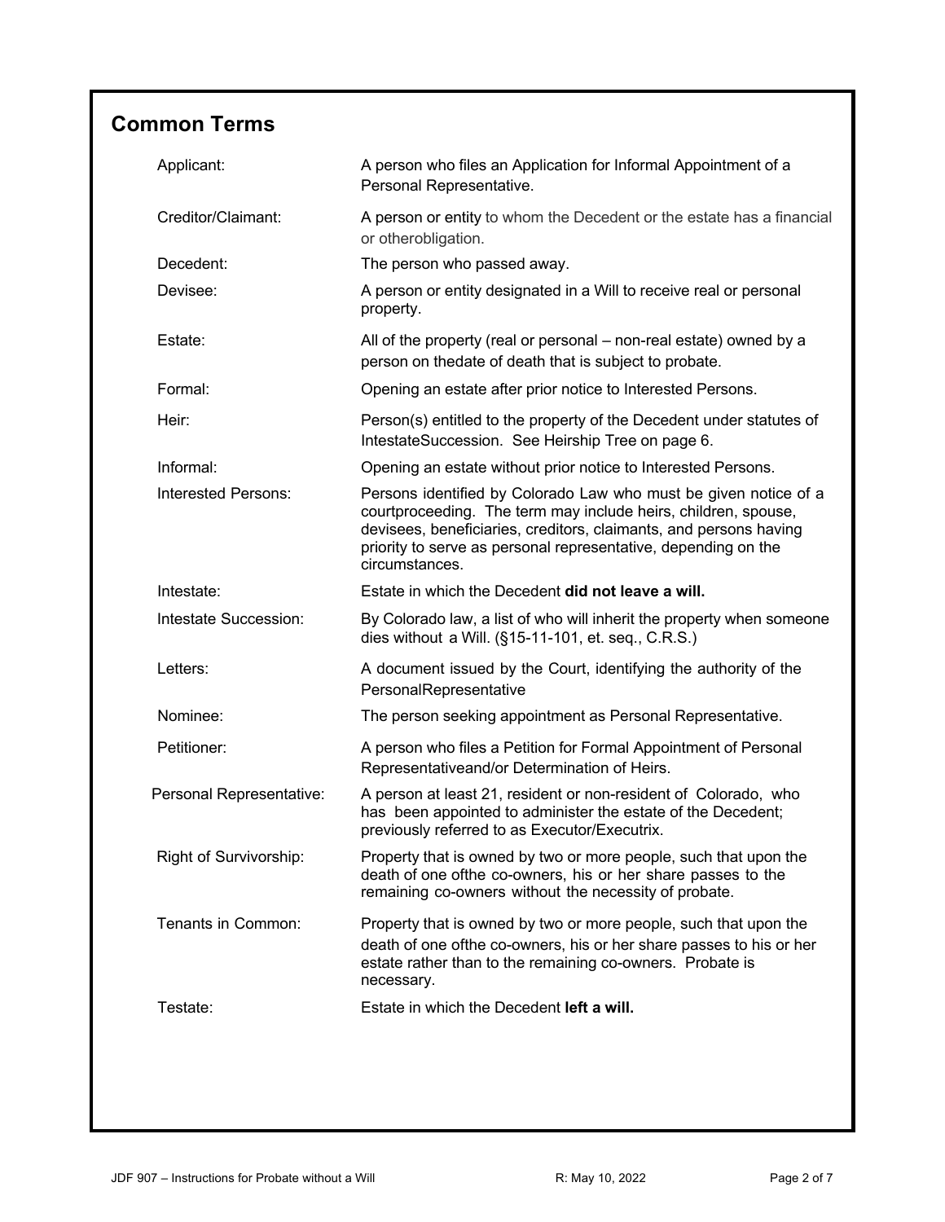## Common Terms

| | |
|---|---|
| Applicant: | A person who files an Application for Informal Appointment of a Personal Representative. |
| Creditor/Claimant: | A person or entity to whom the Decedent or the estate has a financial or otherobligation. |
| Decedent: | The person who passed away. |
| Devisee: | A person or entity designated in a Will to receive real or personal property. |
| Estate: | All of the property (real or personal – non-real estate) owned by a person on thedate of death that is subject to probate. |
| Formal: | Opening an estate after prior notice to Interested Persons. |
| Heir: | Person(s) entitled to the property of the Decedent under statutes of IntestateSuccession. See Heirship Tree on page 6. |
| Informal: | Opening an estate without prior notice to Interested Persons. |
| Interested Persons: | Persons identified by Colorado Law who must be given notice of a courtproceeding. The term may include heirs, children, spouse, devisees, beneficiaries, creditors, claimants, and persons having priority to serve as personal representative, depending on the circumstances. |
| Intestate: | Estate in which the Decedent **did not leave a will.** |
| Intestate Succession: | By Colorado law, a list of who will inherit the property when someone dies without a Will. (§15-11-101, et. seq., C.R.S.) |
| Letters: | A document issued by the Court, identifying the authority of the PersonalRepresentative |
| Nominee: | The person seeking appointment as Personal Representative. |
| Petitioner: | A person who files a Petition for Formal Appointment of Personal Representativeand/or Determination of Heirs. |
| Personal Representative: | A person at least 21, resident or non-resident of Colorado, who has been appointed to administer the estate of the Decedent; previously referred to as Executor/Executrix. |
| Right of Survivorship: | Property that is owned by two or more people, such that upon the death of one ofthe co-owners, his or her share passes to the remaining co-owners without the necessity of probate. |
| Tenants in Common: | Property that is owned by two or more people, such that upon the death of one ofthe co-owners, his or her share passes to his or her estate rather than to the remaining co-owners. Probate is necessary. |
| Testate: | Estate in which the Decedent **left a will.** |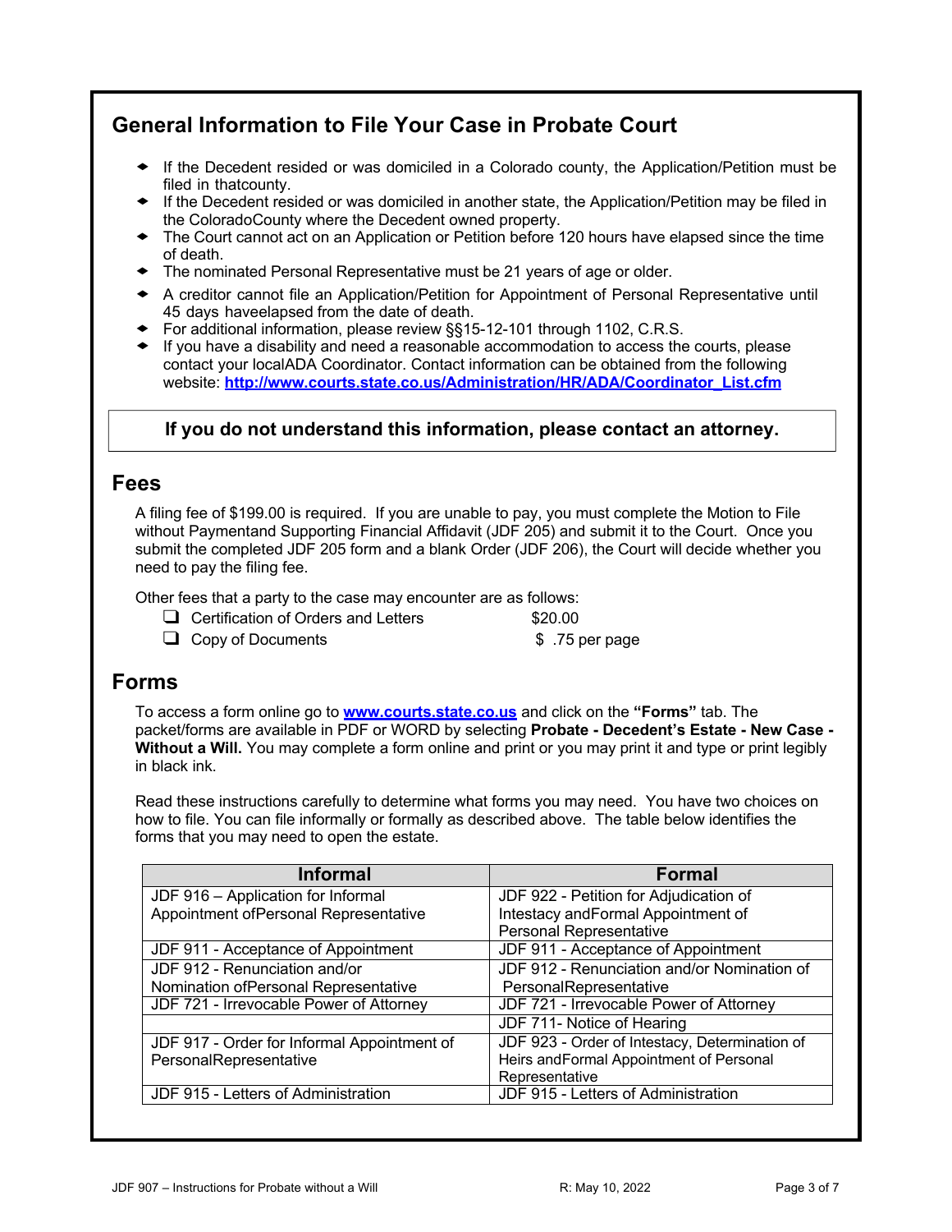## General Information to File Your Case in Probate Court

- If the Decedent resided or was domiciled in a Colorado county, the Application/Petition must be filed in thatcounty.
- If the Decedent resided or was domiciled in another state, the Application/Petition may be filed in the ColoradoCounty where the Decedent owned property.
- The Court cannot act on an Application or Petition before 120 hours have elapsed since the time of death.
- The nominated Personal Representative must be 21 years of age or older.
- A creditor cannot file an Application/Petition for Appointment of Personal Representative until 45 days haveelapsed from the date of death.
- For additional information, please review §§15-12-101 through 1102, C.R.S.
- If you have a disability and need a reasonable accommodation to access the courts, please contact your localADA Coordinator. Contact information can be obtained from the following website: **http://www.courts.state.co.us/Administration/HR/ADA/Coordinator_List.cfm**

**If you do not understand this information, please contact an attorney.**

## Fees

A filing fee of $199.00 is required. If you are unable to pay, you must complete the Motion to File without Paymentand Supporting Financial Affidavit (JDF 205) and submit it to the Court. Once you submit the completed JDF 205 form and a blank Order (JDF 206), the Court will decide whether you need to pay the filing fee.

Other fees that a party to the case may encounter are as follows:

- ❑ Certification of Orders and Letters $20.00
- ❑ Copy of Documents $ .75 per page

## Forms

To access a form online go to **www.courts.state.co.us** and click on the **"Forms"** tab. The packet/forms are available in PDF or WORD by selecting **Probate - Decedent's Estate - New Case - Without a Will.** You may complete a form online and print or you may print it and type or print legibly in black ink.

Read these instructions carefully to determine what forms you may need. You have two choices on how to file. You can file informally or formally as described above. The table below identifies the forms that you may need to open the estate.

| Informal | Formal |
|---|---|
| JDF 916 – Application for Informal Appointment ofPersonal Representative | JDF 922 - Petition for Adjudication of Intestacy andFormal Appointment of Personal Representative |
| JDF 911 - Acceptance of Appointment | JDF 911 - Acceptance of Appointment |
| JDF 912 - Renunciation and/or Nomination ofPersonal Representative | JDF 912 - Renunciation and/or Nomination of PersonalRepresentative |
| JDF 721 - Irrevocable Power of Attorney | JDF 721 - Irrevocable Power of Attorney |
| | JDF 711- Notice of Hearing |
| JDF 917 - Order for Informal Appointment of PersonalRepresentative | JDF 923 - Order of Intestacy, Determination of Heirs andFormal Appointment of Personal Representative |
| JDF 915 - Letters of Administration | JDF 915 - Letters of Administration |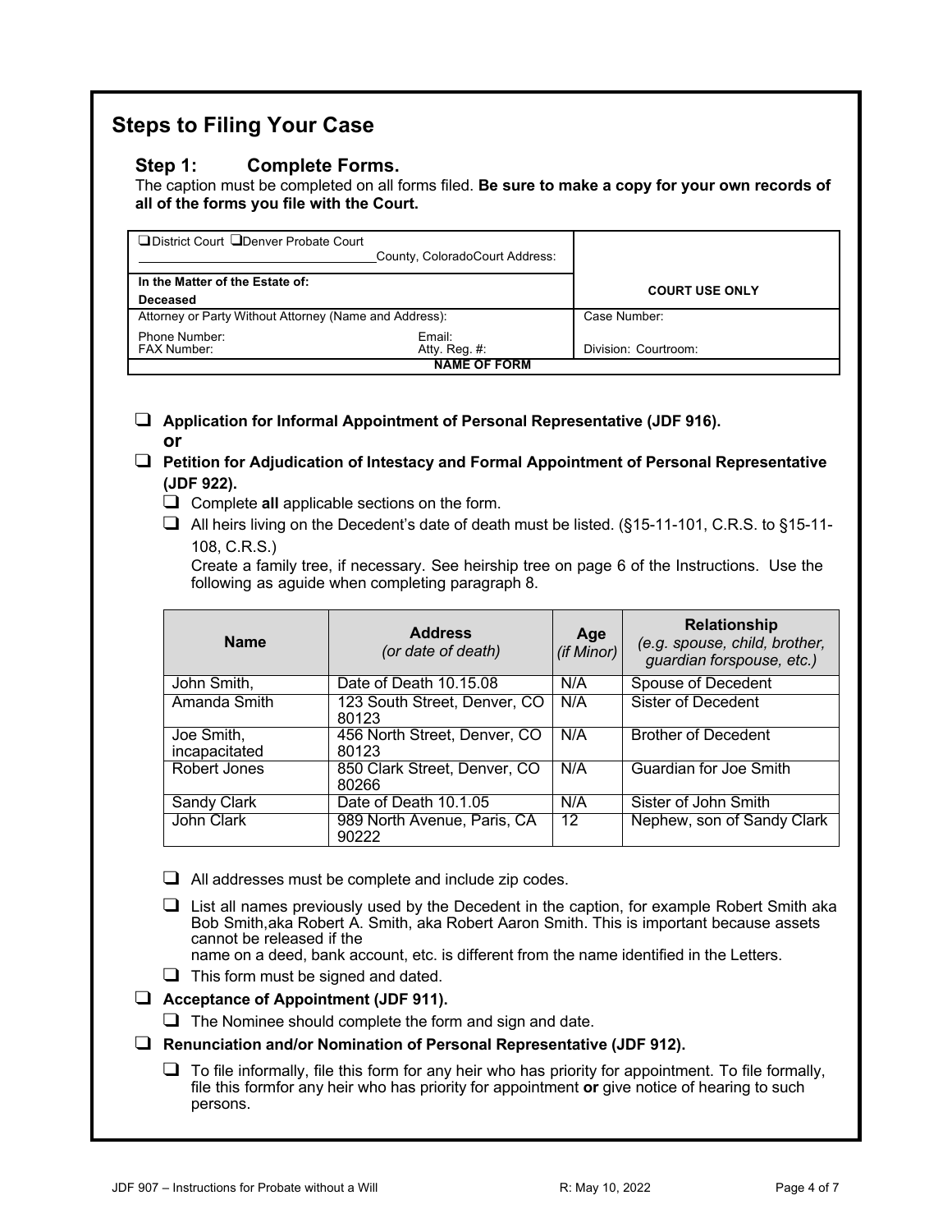## Steps to Filing Your Case

### Step 1: Complete Forms.

The caption must be completed on all forms filed. **Be sure to make a copy for your own records of all of the forms you file with the Court.**

| ❑District Court ❑Denver Probate Court<br>\_\_\_\_\_\_\_\_\_\_\_\_\_\_\_\_\_\_\_\_\_\_\_\_\_\_\_\_\_\_\_County, ColoradoCourt Address: | | |
|---|---|---|
| **In the Matter of the Estate of:**<br>**Deceased** | | **COURT USE ONLY** |
| Attorney or Party Without Attorney (Name and Address): | | Case Number: |
| Phone Number:<br>FAX Number: | Email:<br>Atty. Reg. #: | Division: Courtroom: |
| **NAME OF FORM** | | |

- ❑ **Application for Informal Appointment of Personal Representative (JDF 916).**
  **or**
- ❑ **Petition for Adjudication of Intestacy and Formal Appointment of Personal Representative (JDF 922).**
  - ❑ Complete **all** applicable sections on the form.
  - ❑ All heirs living on the Decedent's date of death must be listed. (§15-11-101, C.R.S. to §15-11-108, C.R.S.)
    Create a family tree, if necessary. See heirship tree on page 6 of the Instructions. Use the following as aguide when completing paragraph 8.

| Name | Address *(or date of death)* | Age *(if Minor)* | Relationship *(e.g. spouse, child, brother, guardian forspouse, etc.)* |
|---|---|---|---|
| John Smith, | Date of Death 10.15.08 | N/A | Spouse of Decedent |
| Amanda Smith | 123 South Street, Denver, CO 80123 | N/A | Sister of Decedent |
| Joe Smith, incapacitated | 456 North Street, Denver, CO 80123 | N/A | Brother of Decedent |
| Robert Jones | 850 Clark Street, Denver, CO 80266 | N/A | Guardian for Joe Smith |
| Sandy Clark | Date of Death 10.1.05 | N/A | Sister of John Smith |
| John Clark | 989 North Avenue, Paris, CA 90222 | 12 | Nephew, son of Sandy Clark |

  - ❑ All addresses must be complete and include zip codes.
  - ❑ List all names previously used by the Decedent in the caption, for example Robert Smith aka Bob Smith,aka Robert A. Smith, aka Robert Aaron Smith. This is important because assets cannot be released if the name on a deed, bank account, etc. is different from the name identified in the Letters.
  - ❑ This form must be signed and dated.
- ❑ **Acceptance of Appointment (JDF 911).**
  - ❑ The Nominee should complete the form and sign and date.
- ❑ **Renunciation and/or Nomination of Personal Representative (JDF 912).**
  - ❑ To file informally, file this form for any heir who has priority for appointment. To file formally, file this formfor any heir who has priority for appointment **or** give notice of hearing to such persons.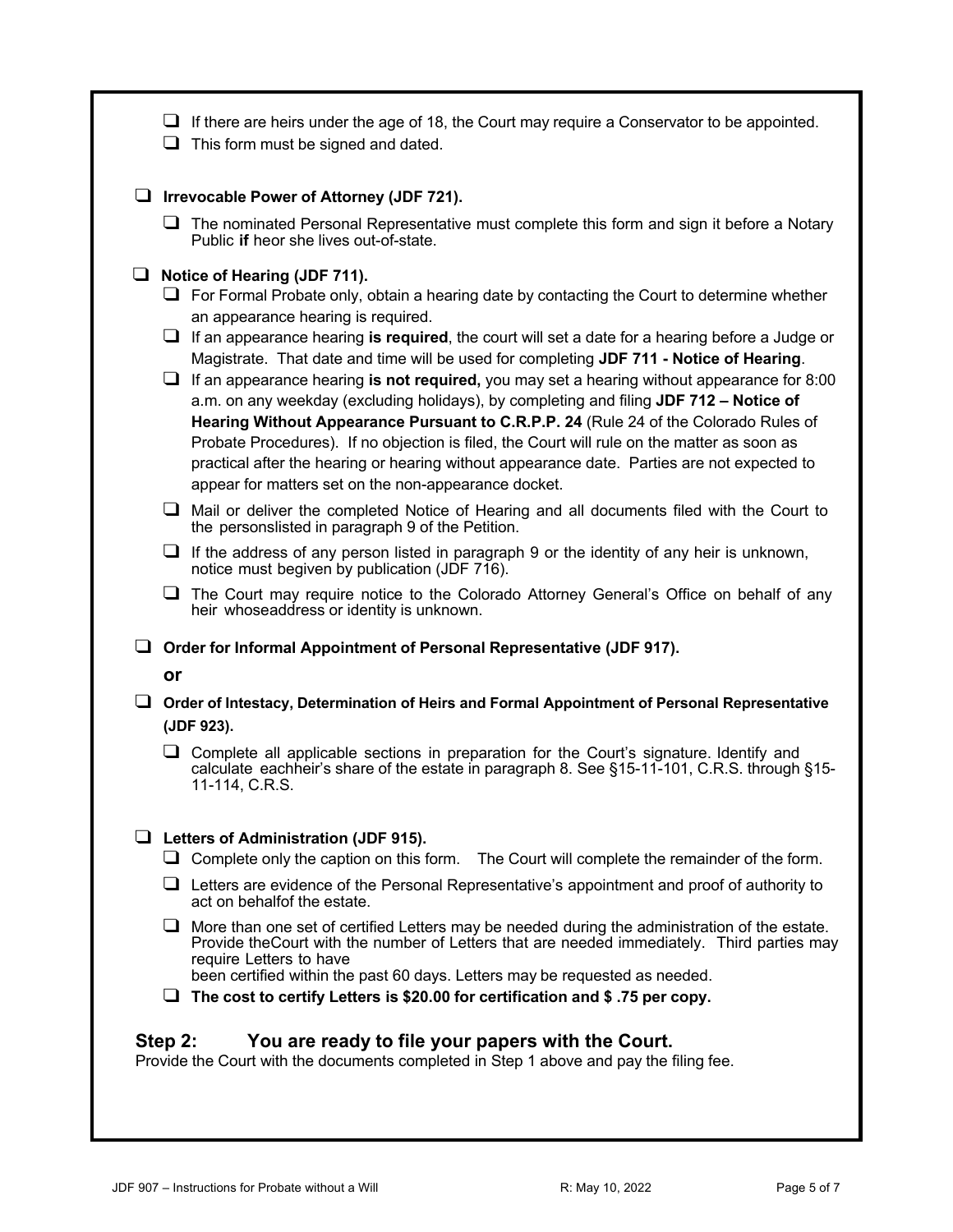- ❑ If there are heirs under the age of 18, the Court may require a Conservator to be appointed.
- ❑ This form must be signed and dated.

❑ **Irrevocable Power of Attorney (JDF 721).**

- ❑ The nominated Personal Representative must complete this form and sign it before a Notary Public **if** heor she lives out-of-state.

❑ **Notice of Hearing (JDF 711).**

- ❑ For Formal Probate only, obtain a hearing date by contacting the Court to determine whether an appearance hearing is required.
- ❑ If an appearance hearing **is required**, the court will set a date for a hearing before a Judge or Magistrate. That date and time will be used for completing **JDF 711 - Notice of Hearing**.
- ❑ If an appearance hearing **is not required,** you may set a hearing without appearance for 8:00 a.m. on any weekday (excluding holidays), by completing and filing **JDF 712 – Notice of Hearing Without Appearance Pursuant to C.R.P.P. 24** (Rule 24 of the Colorado Rules of Probate Procedures). If no objection is filed, the Court will rule on the matter as soon as practical after the hearing or hearing without appearance date. Parties are not expected to appear for matters set on the non-appearance docket.
- ❑ Mail or deliver the completed Notice of Hearing and all documents filed with the Court to the personslisted in paragraph 9 of the Petition.
- ❑ If the address of any person listed in paragraph 9 or the identity of any heir is unknown, notice must begiven by publication (JDF 716).
- ❑ The Court may require notice to the Colorado Attorney General's Office on behalf of any heir whoseaddress or identity is unknown.

❑ **Order for Informal Appointment of Personal Representative (JDF 917).**

**or**

❑ **Order of Intestacy, Determination of Heirs and Formal Appointment of Personal Representative (JDF 923).**

- ❑ Complete all applicable sections in preparation for the Court's signature. Identify and calculate eachheir's share of the estate in paragraph 8. See §15-11-101, C.R.S. through §15-11-114, C.R.S.

❑ **Letters of Administration (JDF 915).**

- ❑ Complete only the caption on this form. The Court will complete the remainder of the form.
- ❑ Letters are evidence of the Personal Representative's appointment and proof of authority to act on behalfof the estate.
- ❑ More than one set of certified Letters may be needed during the administration of the estate. Provide theCourt with the number of Letters that are needed immediately. Third parties may require Letters to have been certified within the past 60 days. Letters may be requested as needed.
- ❑ **The cost to certify Letters is $20.00 for certification and $ .75 per copy.**

## Step 2: You are ready to file your papers with the Court.

Provide the Court with the documents completed in Step 1 above and pay the filing fee.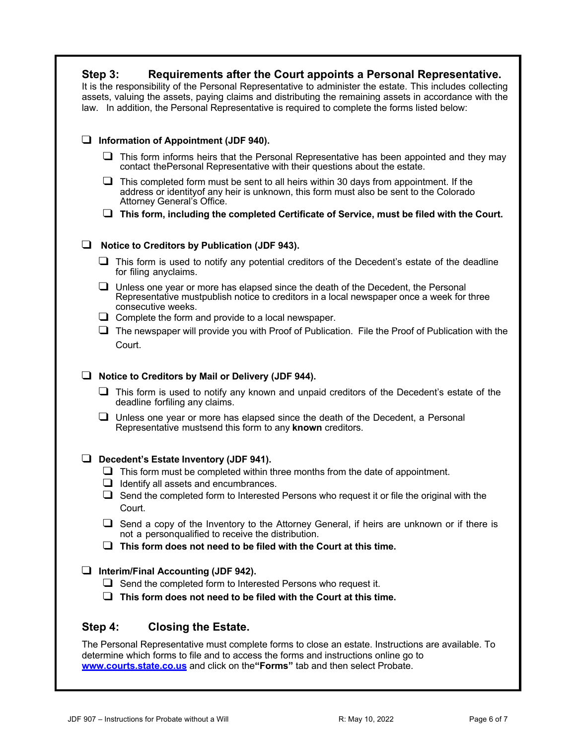## Step 3: Requirements after the Court appoints a Personal Representative.

It is the responsibility of the Personal Representative to administer the estate. This includes collecting assets, valuing the assets, paying claims and distributing the remaining assets in accordance with the law. In addition, the Personal Representative is required to complete the forms listed below:

- ❑ **Information of Appointment (JDF 940).**
  - ❑ This form informs heirs that the Personal Representative has been appointed and they may contact thePersonal Representative with their questions about the estate.
  - ❑ This completed form must be sent to all heirs within 30 days from appointment. If the address or identityof any heir is unknown, this form must also be sent to the Colorado Attorney General's Office.
  - ❑ **This form, including the completed Certificate of Service, must be filed with the Court.**

- ❑ **Notice to Creditors by Publication (JDF 943).**
  - ❑ This form is used to notify any potential creditors of the Decedent's estate of the deadline for filing anyclaims.
  - ❑ Unless one year or more has elapsed since the death of the Decedent, the Personal Representative mustpublish notice to creditors in a local newspaper once a week for three consecutive weeks.
  - ❑ Complete the form and provide to a local newspaper.
  - ❑ The newspaper will provide you with Proof of Publication. File the Proof of Publication with the Court.

- ❑ **Notice to Creditors by Mail or Delivery (JDF 944).**
  - ❑ This form is used to notify any known and unpaid creditors of the Decedent's estate of the deadline forfiling any claims.
  - ❑ Unless one year or more has elapsed since the death of the Decedent, a Personal Representative mustsend this form to any **known** creditors.

- ❑ **Decedent's Estate Inventory (JDF 941).**
  - ❑ This form must be completed within three months from the date of appointment.
  - ❑ Identify all assets and encumbrances.
  - ❑ Send the completed form to Interested Persons who request it or file the original with the Court.
  - ❑ Send a copy of the Inventory to the Attorney General, if heirs are unknown or if there is not a personqualified to receive the distribution.
  - ❑ **This form does not need to be filed with the Court at this time.**

- ❑ **Interim/Final Accounting (JDF 942).**
  - ❑ Send the completed form to Interested Persons who request it.
  - ❑ **This form does not need to be filed with the Court at this time.**

## Step 4: Closing the Estate.

The Personal Representative must complete forms to close an estate. Instructions are available. To determine which forms to file and to access the forms and instructions online go to www.courts.state.co.us and click on the **"Forms"** tab and then select Probate.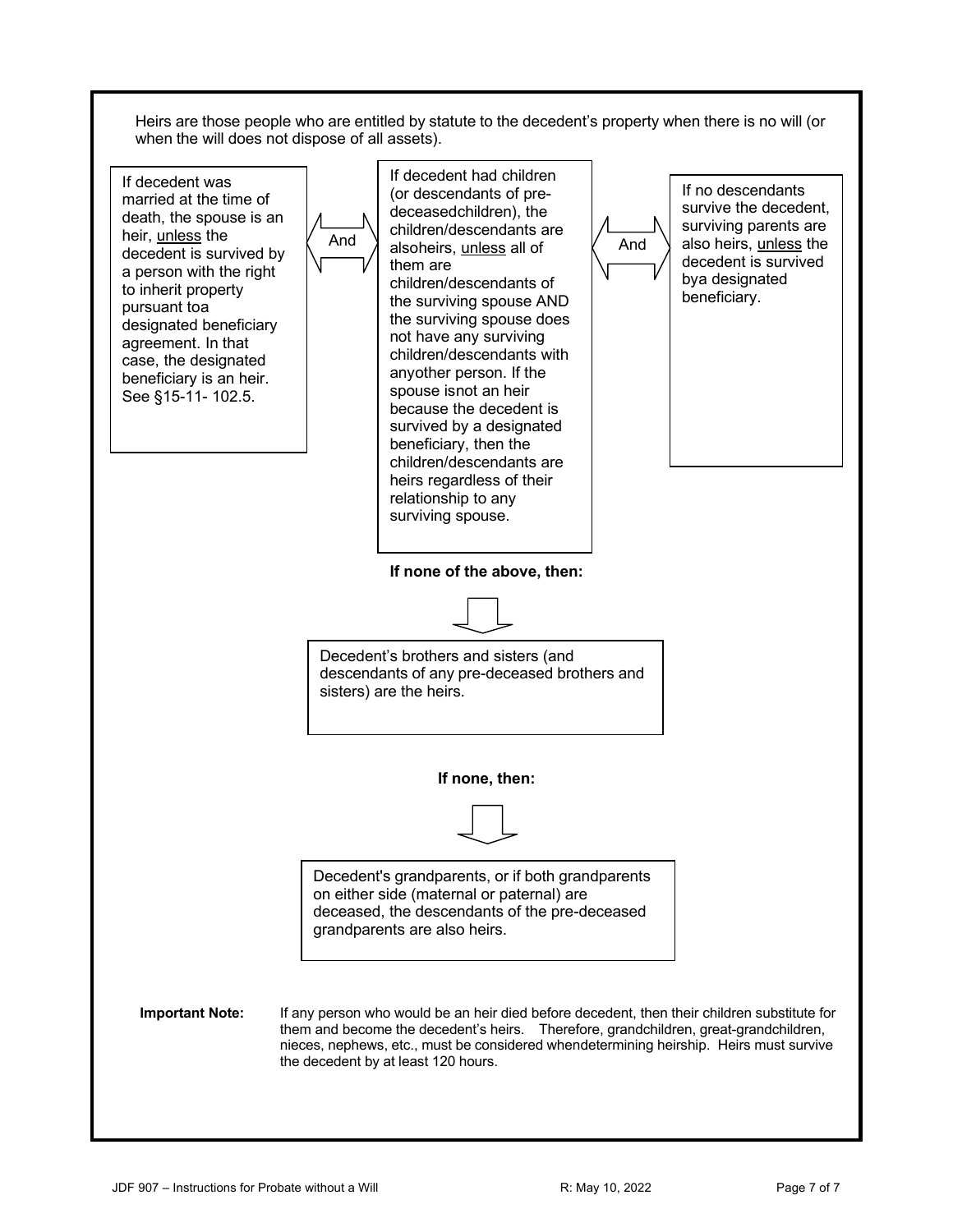Heirs are those people who are entitled by statute to the decedent's property when there is no will (or when the will does not dispose of all assets).

If decedent was married at the time of death, the spouse is an heir, unless the decedent is survived by a person with the right to inherit property pursuant toa designated beneficiary agreement. In that case, the designated beneficiary is an heir. See §15-11- 102.5.

And

If decedent had children (or descendants of pre-deceasedchildren), the children/descendants are alsoheirs, unless all of them are children/descendants of the surviving spouse AND the surviving spouse does not have any surviving children/descendants with anyother person. If the spouse isnot an heir because the decedent is survived by a designated beneficiary, then the children/descendants are heirs regardless of their relationship to any surviving spouse.

And

If no descendants survive the decedent, surviving parents are also heirs, unless the decedent is survived bya designated beneficiary.

**If none of the above, then:**

Decedent's brothers and sisters (and descendants of any pre-deceased brothers and sisters) are the heirs.

**If none, then:**

Decedent's grandparents, or if both grandparents on either side (maternal or paternal) are deceased, the descendants of the pre-deceased grandparents are also heirs.

**Important Note:** If any person who would be an heir died before decedent, then their children substitute for them and become the decedent's heirs. Therefore, grandchildren, great-grandchildren, nieces, nephews, etc., must be considered whendetermining heirship. Heirs must survive the decedent by at least 120 hours.